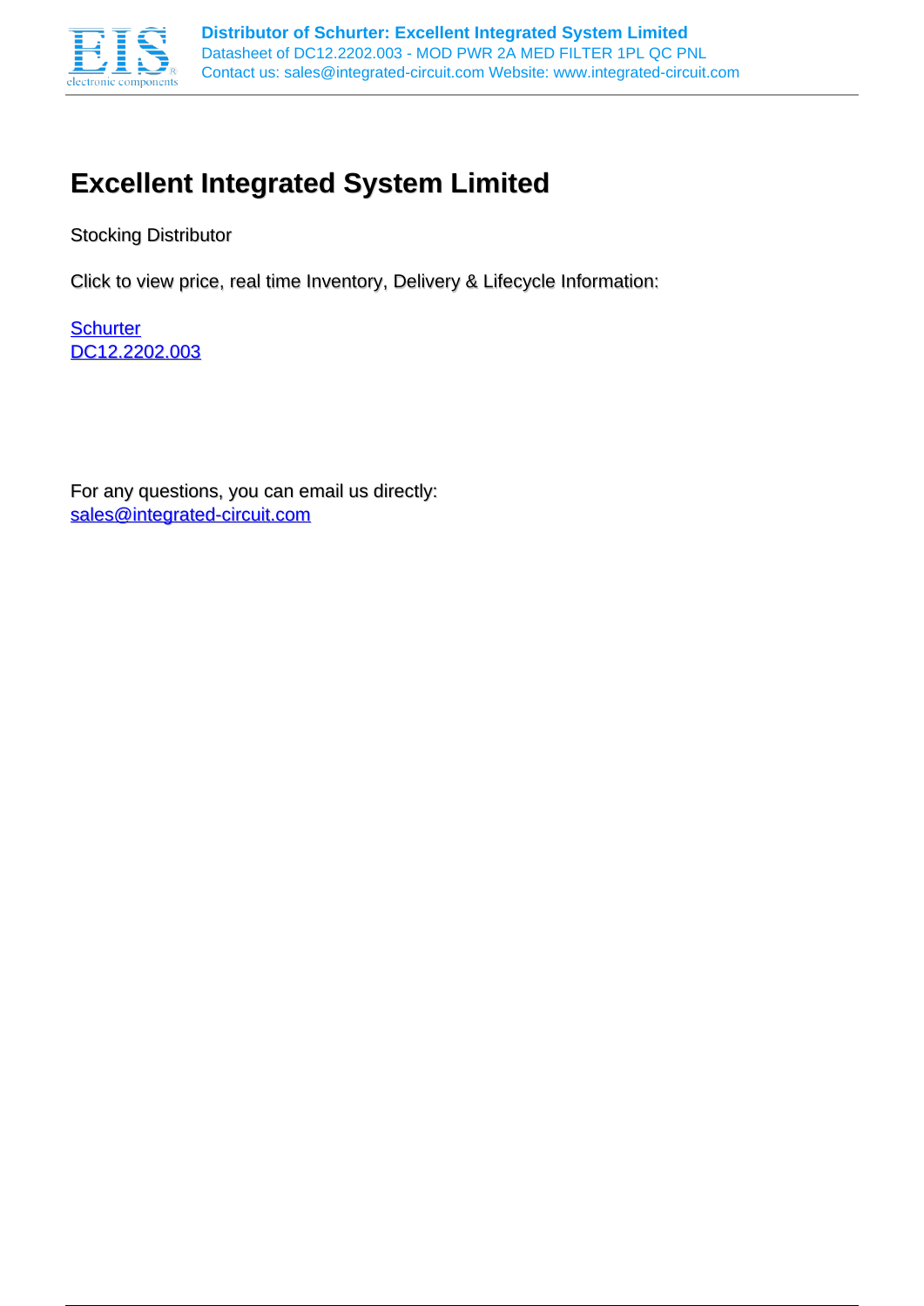# Excellent Integrated System Limited

Stocking Distributor

Click to view price, real time Inventory, Delivery & Lifecycle Information:

Schurter
DC12.2202.003

For any questions, you can email us directly:
sales@integrated-circuit.com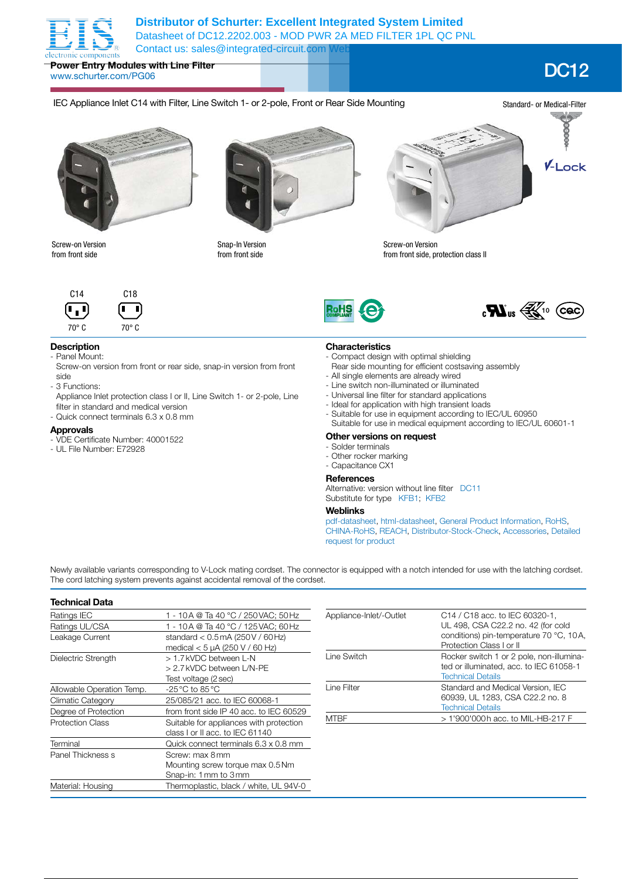Distributor of Schurter: Excellent Integrated System Limited
Datasheet of DC12.2202.003 - MOD PWR 2A MED FILTER 1PL QC PNL
Contact us: sales@integrated-circuit.com Website: www.integrated-circuit.com

# Power Entry Modules with Line Filter

www.schurter.com/PG06

# DC12

IEC Appliance Inlet C14 with Filter, Line Switch 1- or 2-pole, Front or Rear Side Mounting

Standard- or Medical-Filter

V-Lock

Screw-on Version
from front side

Snap-In Version
from front side

Screw-on Version
from front side, protection class II

C14 70° C
C18 70° C

## Description

- Panel Mount:
  Screw-on version from front or rear side, snap-in version from front side
- 3 Functions:
  Appliance Inlet protection class I or II, Line Switch 1- or 2-pole, Line filter in standard and medical version
- Quick connect terminals 6.3 x 0.8 mm

## Approvals

- VDE Certificate Number: 40001522
- UL File Number: E72928

## Characteristics

- Compact design with optimal shielding
  Rear side mounting for efficient costsaving assembly
- All single elements are already wired
- Line switch non-illuminated or illuminated
- Universal line filter for standard applications
- Ideal for application with high transient loads
- Suitable for use in equipment according to IEC/UL 60950
  Suitable for use in medical equipment according to IEC/UL 60601-1

## Other versions on request

- Solder terminals
- Other rocker marking
- Capacitance CX1

## References

Alternative: version without line filter DC11
Substitute for type KFB1; KFB2

## Weblinks

pdf-datasheet, html-datasheet, General Product Information, RoHS, CHINA-RoHS, REACH, Distributor-Stock-Check, Accessories, Detailed request for product

Newly available variants corresponding to V-Lock mating cordset. The connector is equipped with a notch intended for use with the latching cordset. The cord latching system prevents against accidental removal of the cordset.

## Technical Data

| | |
|---|---|
| Ratings IEC | 1 - 10A @ Ta 40 °C / 250VAC; 50Hz |
| Ratings UL/CSA | 1 - 10A @ Ta 40 °C / 125VAC; 60Hz |
| Leakage Current | standard < 0.5mA (250V / 60Hz)<br>medical < 5 µA (250 V / 60 Hz) |
| Dielectric Strength | > 1.7kVDC between L-N<br>> 2.7kVDC between L/N-PE<br>Test voltage (2sec) |
| Allowable Operation Temp. | -25°C to 85°C |
| Climatic Category | 25/085/21 acc. to IEC 60068-1 |
| Degree of Protection | from front side IP 40 acc. to IEC 60529 |
| Protection Class | Suitable for appliances with protection class I or II acc. to IEC 61140 |
| Terminal | Quick connect terminals 6.3 x 0.8 mm |
| Panel Thickness s | Screw: max 8mm<br>Mounting screw torque max 0.5Nm<br>Snap-in: 1mm to 3mm |
| Material: Housing | Thermoplastic, black / white, UL 94V-0 |

| | |
|---|---|
| Appliance-Inlet/-Outlet | C14 / C18 acc. to IEC 60320-1, UL 498, CSA C22.2 no. 42 (for cold conditions) pin-temperature 70 °C, 10A, Protection Class I or II |
| Line Switch | Rocker switch 1 or 2 pole, non-illuminated or illuminated, acc. to IEC 61058-1<br>Technical Details |
| Line Filter | Standard and Medical Version, IEC 60939, UL 1283, CSA C22.2 no. 8<br>Technical Details |
| MTBF | > 1'900'000h acc. to MIL-HB-217 F |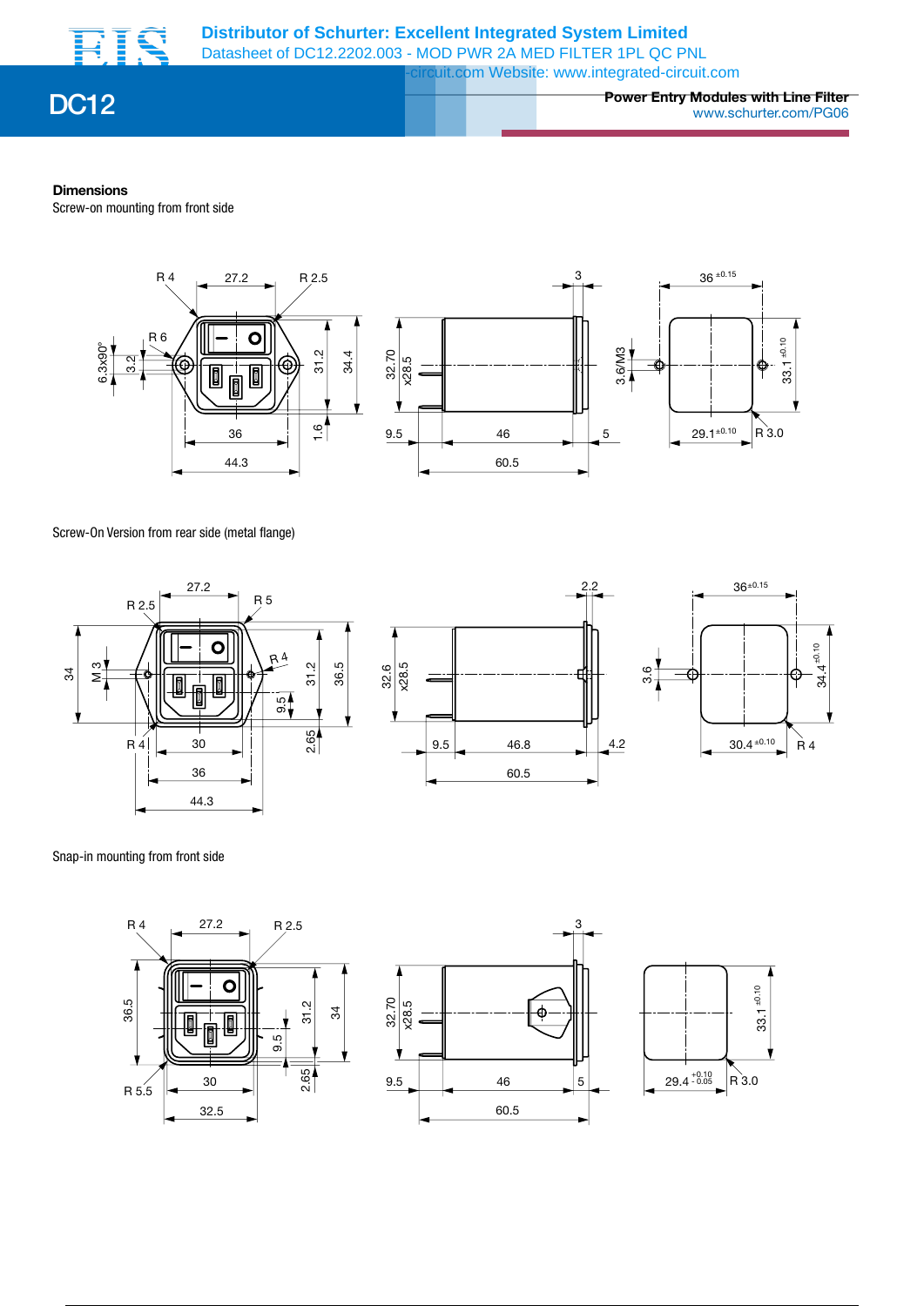## Dimensions

Screw-on mounting from front side

Screw-On Version from rear side (metal flange)

Snap-in mounting from front side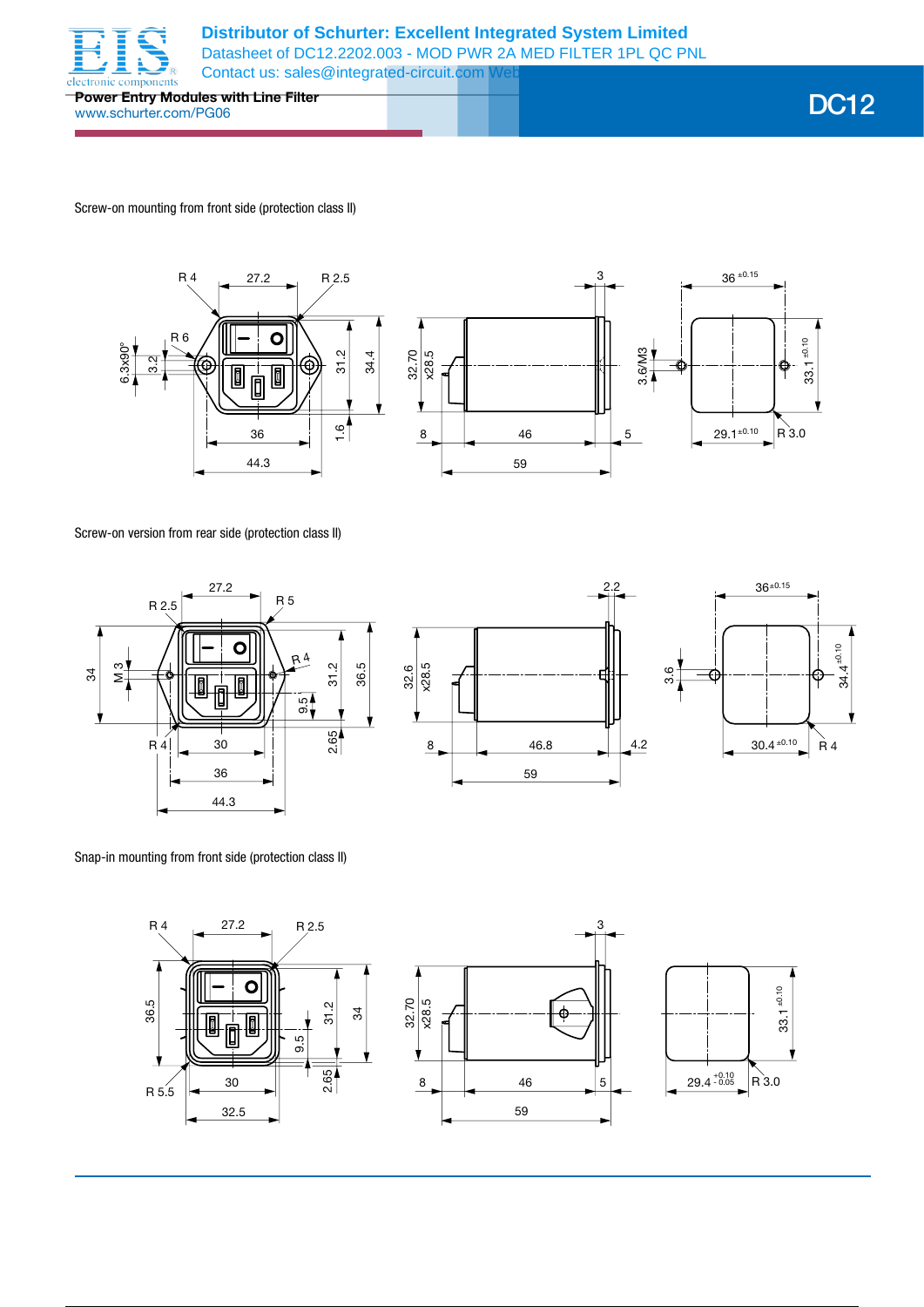Screw-on mounting from front side (protection class II)

Screw-on version from rear side (protection class II)

Snap-in mounting from front side (protection class II)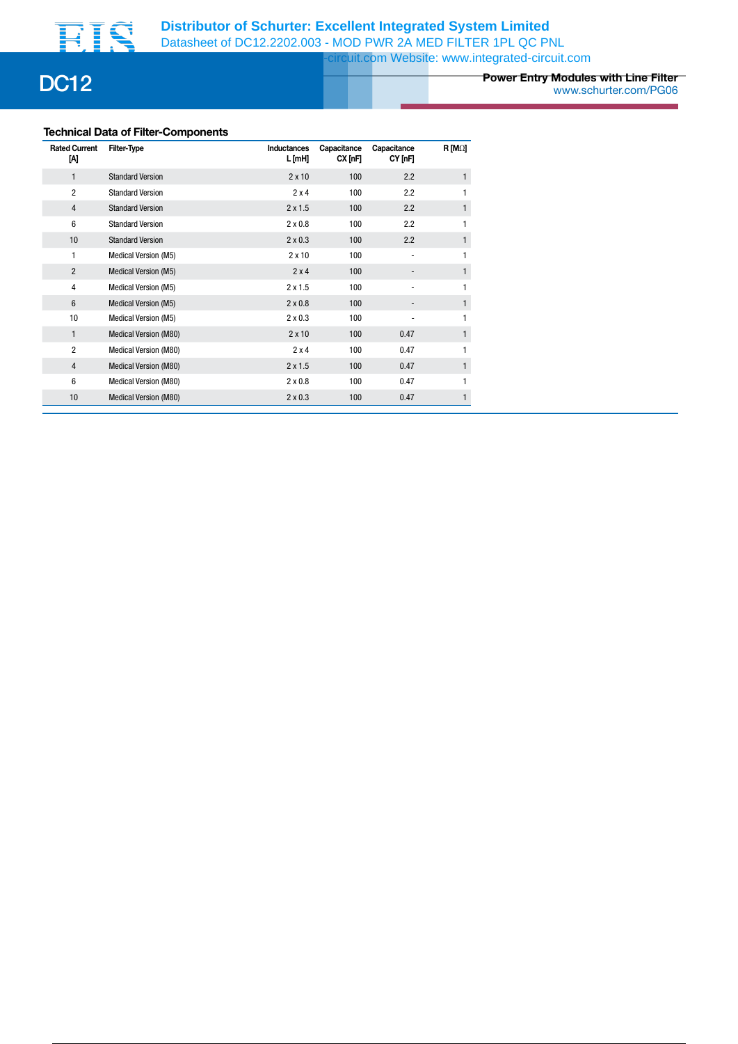## Technical Data of Filter-Components

| Rated Current [A] | Filter-Type | Inductances L [mH] | Capacitance CX [nF] | Capacitance CY [nF] | R [MΩ] |
|---|---|---|---|---|---|
| 1 | Standard Version | 2 x 10 | 100 | 2.2 | 1 |
| 2 | Standard Version | 2 x 4 | 100 | 2.2 | 1 |
| 4 | Standard Version | 2 x 1.5 | 100 | 2.2 | 1 |
| 6 | Standard Version | 2 x 0.8 | 100 | 2.2 | 1 |
| 10 | Standard Version | 2 x 0.3 | 100 | 2.2 | 1 |
| 1 | Medical Version (M5) | 2 x 10 | 100 | - | 1 |
| 2 | Medical Version (M5) | 2 x 4 | 100 | - | 1 |
| 4 | Medical Version (M5) | 2 x 1.5 | 100 | - | 1 |
| 6 | Medical Version (M5) | 2 x 0.8 | 100 | - | 1 |
| 10 | Medical Version (M5) | 2 x 0.3 | 100 | - | 1 |
| 1 | Medical Version (M80) | 2 x 10 | 100 | 0.47 | 1 |
| 2 | Medical Version (M80) | 2 x 4 | 100 | 0.47 | 1 |
| 4 | Medical Version (M80) | 2 x 1.5 | 100 | 0.47 | 1 |
| 6 | Medical Version (M80) | 2 x 0.8 | 100 | 0.47 | 1 |
| 10 | Medical Version (M80) | 2 x 0.3 | 100 | 0.47 | 1 |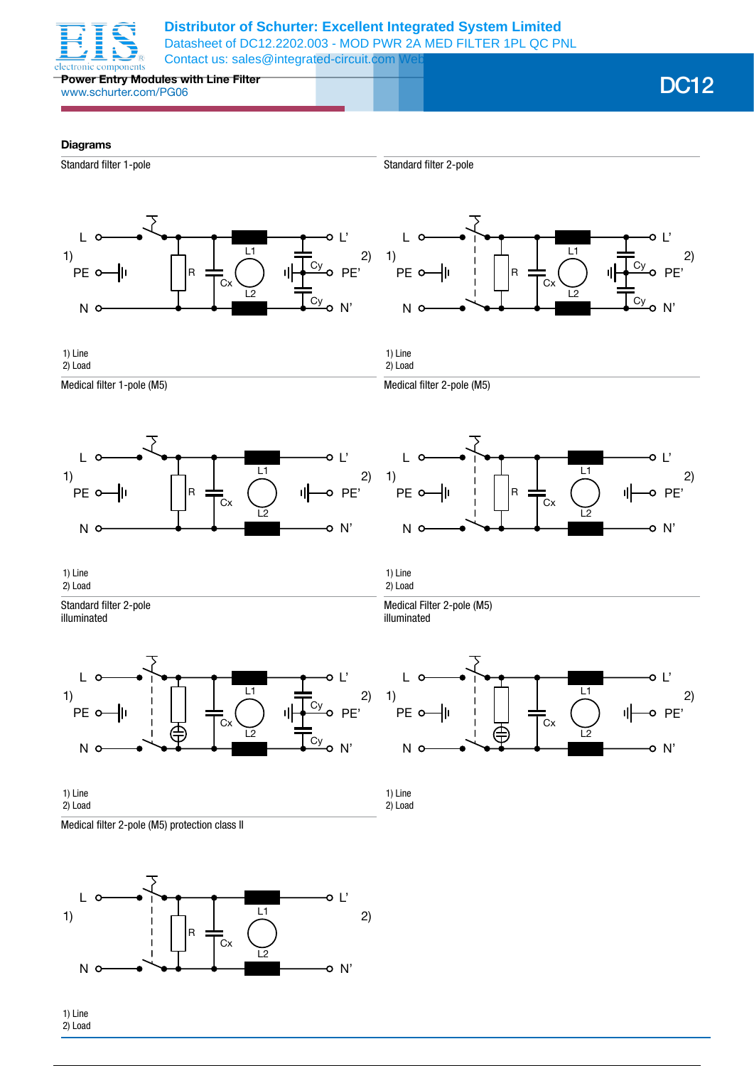## Diagrams

### Standard filter 1-pole

L, PE, N — R, Cx, L1, L2, Cy, Cy — L', PE', N'

1) Line
2) Load

### Standard filter 2-pole

L, PE, N — R, Cx, L1, L2, Cy, Cy — L', PE', N'

1) Line
2) Load

### Medical filter 1-pole (M5)

L, PE, N — R, Cx, L1, L2 — L', PE', N'

1) Line
2) Load

### Medical filter 2-pole (M5)

L, PE, N — R, Cx, L1, L2 — L', PE', N'

1) Line
2) Load

### Standard filter 2-pole illuminated

L, PE, N — Cx, L1, L2, Cy, Cy — L', PE', N'

1) Line
2) Load

### Medical Filter 2-pole (M5) illuminated

L, PE, N — Cx, L1, L2 — L', PE', N'

1) Line
2) Load

### Medical filter 2-pole (M5) protection class II

L, N — R, Cx, L1, L2 — L', N'

1) Line
2) Load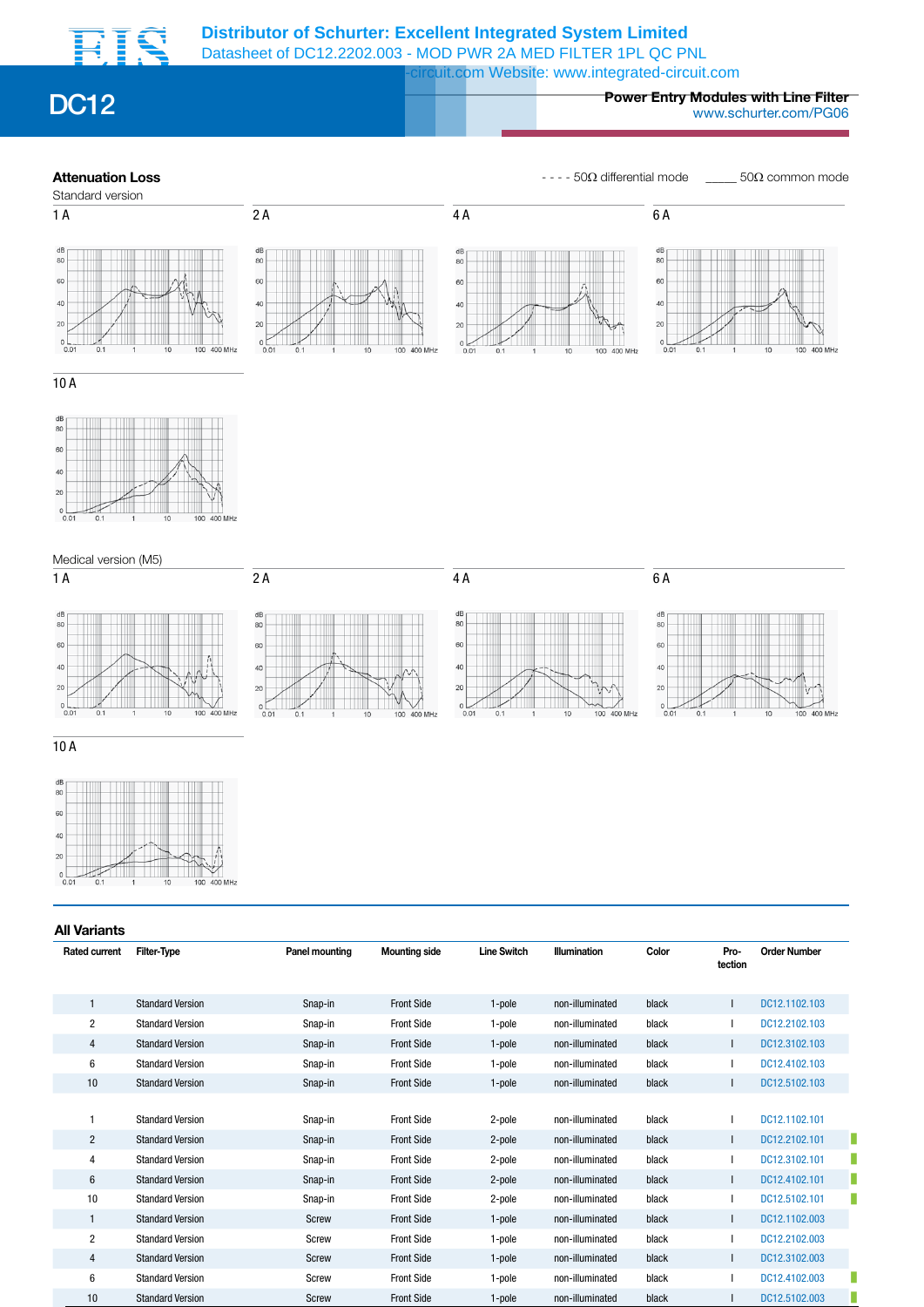## Attenuation Loss

- - - - 50Ω differential mode ____ 50Ω common mode

Standard version

1 A

2 A

4 A

6 A

10 A

Medical version (M5)

1 A

2 A

4 A

6 A

10 A

## All Variants

| Rated current | Filter-Type | Panel mounting | Mounting side | Line Switch | Illumination | Color | Protection | Order Number |
|---|---|---|---|---|---|---|---|---|
| 1 | Standard Version | Snap-in | Front Side | 1-pole | non-illuminated | black | I | DC12.1102.103 |
| 2 | Standard Version | Snap-in | Front Side | 1-pole | non-illuminated | black | I | DC12.2102.103 |
| 4 | Standard Version | Snap-in | Front Side | 1-pole | non-illuminated | black | I | DC12.3102.103 |
| 6 | Standard Version | Snap-in | Front Side | 1-pole | non-illuminated | black | I | DC12.4102.103 |
| 10 | Standard Version | Snap-in | Front Side | 1-pole | non-illuminated | black | I | DC12.5102.103 |
| 1 | Standard Version | Snap-in | Front Side | 2-pole | non-illuminated | black | I | DC12.1102.101 |
| 2 | Standard Version | Snap-in | Front Side | 2-pole | non-illuminated | black | I | DC12.2102.101 |
| 4 | Standard Version | Snap-in | Front Side | 2-pole | non-illuminated | black | I | DC12.3102.101 |
| 6 | Standard Version | Snap-in | Front Side | 2-pole | non-illuminated | black | I | DC12.4102.101 |
| 10 | Standard Version | Snap-in | Front Side | 2-pole | non-illuminated | black | I | DC12.5102.101 |
| 1 | Standard Version | Screw | Front Side | 1-pole | non-illuminated | black | I | DC12.1102.003 |
| 2 | Standard Version | Screw | Front Side | 1-pole | non-illuminated | black | I | DC12.2102.003 |
| 4 | Standard Version | Screw | Front Side | 1-pole | non-illuminated | black | I | DC12.3102.003 |
| 6 | Standard Version | Screw | Front Side | 1-pole | non-illuminated | black | I | DC12.4102.003 |
| 10 | Standard Version | Screw | Front Side | 1-pole | non-illuminated | black | I | DC12.5102.003 |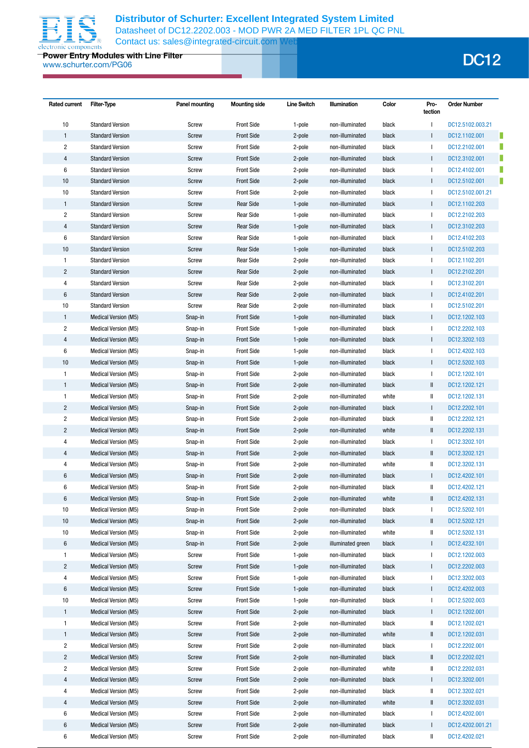| Rated current | Filter-Type | Panel mounting | Mounting side | Line Switch | Illumination | Color | Protection | Order Number |
|---|---|---|---|---|---|---|---|---|
| 10 | Standard Version | Screw | Front Side | 1-pole | non-illuminated | black | I | DC12.5102.003.21 |
| 1 | Standard Version | Screw | Front Side | 2-pole | non-illuminated | black | I | DC12.1102.001 |
| 2 | Standard Version | Screw | Front Side | 2-pole | non-illuminated | black | I | DC12.2102.001 |
| 4 | Standard Version | Screw | Front Side | 2-pole | non-illuminated | black | I | DC12.3102.001 |
| 6 | Standard Version | Screw | Front Side | 2-pole | non-illuminated | black | I | DC12.4102.001 |
| 10 | Standard Version | Screw | Front Side | 2-pole | non-illuminated | black | I | DC12.5102.001 |
| 10 | Standard Version | Screw | Front Side | 2-pole | non-illuminated | black | I | DC12.5102.001.21 |
| 1 | Standard Version | Screw | Rear Side | 1-pole | non-illuminated | black | I | DC12.1102.203 |
| 2 | Standard Version | Screw | Rear Side | 1-pole | non-illuminated | black | I | DC12.2102.203 |
| 4 | Standard Version | Screw | Rear Side | 1-pole | non-illuminated | black | I | DC12.3102.203 |
| 6 | Standard Version | Screw | Rear Side | 1-pole | non-illuminated | black | I | DC12.4102.203 |
| 10 | Standard Version | Screw | Rear Side | 1-pole | non-illuminated | black | I | DC12.5102.203 |
| 1 | Standard Version | Screw | Rear Side | 2-pole | non-illuminated | black | I | DC12.1102.201 |
| 2 | Standard Version | Screw | Rear Side | 2-pole | non-illuminated | black | I | DC12.2102.201 |
| 4 | Standard Version | Screw | Rear Side | 2-pole | non-illuminated | black | I | DC12.3102.201 |
| 6 | Standard Version | Screw | Rear Side | 2-pole | non-illuminated | black | I | DC12.4102.201 |
| 10 | Standard Version | Screw | Rear Side | 2-pole | non-illuminated | black | I | DC12.5102.201 |
| 1 | Medical Version (M5) | Snap-in | Front Side | 1-pole | non-illuminated | black | I | DC12.1202.103 |
| 2 | Medical Version (M5) | Snap-in | Front Side | 1-pole | non-illuminated | black | I | DC12.2202.103 |
| 4 | Medical Version (M5) | Snap-in | Front Side | 1-pole | non-illuminated | black | I | DC12.3202.103 |
| 6 | Medical Version (M5) | Snap-in | Front Side | 1-pole | non-illuminated | black | I | DC12.4202.103 |
| 10 | Medical Version (M5) | Snap-in | Front Side | 1-pole | non-illuminated | black | I | DC12.5202.103 |
| 1 | Medical Version (M5) | Snap-in | Front Side | 2-pole | non-illuminated | black | I | DC12.1202.101 |
| 1 | Medical Version (M5) | Snap-in | Front Side | 2-pole | non-illuminated | black | II | DC12.1202.121 |
| 1 | Medical Version (M5) | Snap-in | Front Side | 2-pole | non-illuminated | white | II | DC12.1202.131 |
| 2 | Medical Version (M5) | Snap-in | Front Side | 2-pole | non-illuminated | black | I | DC12.2202.101 |
| 2 | Medical Version (M5) | Snap-in | Front Side | 2-pole | non-illuminated | black | II | DC12.2202.121 |
| 2 | Medical Version (M5) | Snap-in | Front Side | 2-pole | non-illuminated | white | II | DC12.2202.131 |
| 4 | Medical Version (M5) | Snap-in | Front Side | 2-pole | non-illuminated | black | I | DC12.3202.101 |
| 4 | Medical Version (M5) | Snap-in | Front Side | 2-pole | non-illuminated | black | II | DC12.3202.121 |
| 4 | Medical Version (M5) | Snap-in | Front Side | 2-pole | non-illuminated | white | II | DC12.3202.131 |
| 6 | Medical Version (M5) | Snap-in | Front Side | 2-pole | non-illuminated | black | I | DC12.4202.101 |
| 6 | Medical Version (M5) | Snap-in | Front Side | 2-pole | non-illuminated | black | II | DC12.4202.121 |
| 6 | Medical Version (M5) | Snap-in | Front Side | 2-pole | non-illuminated | white | II | DC12.4202.131 |
| 10 | Medical Version (M5) | Snap-in | Front Side | 2-pole | non-illuminated | black | I | DC12.5202.101 |
| 10 | Medical Version (M5) | Snap-in | Front Side | 2-pole | non-illuminated | black | II | DC12.5202.121 |
| 10 | Medical Version (M5) | Snap-in | Front Side | 2-pole | non-illuminated | white | II | DC12.5202.131 |
| 6 | Medical Version (M5) | Snap-in | Front Side | 2-pole | illuminated green | black | I | DC12.4232.101 |
| 1 | Medical Version (M5) | Screw | Front Side | 1-pole | non-illuminated | black | I | DC12.1202.003 |
| 2 | Medical Version (M5) | Screw | Front Side | 1-pole | non-illuminated | black | I | DC12.2202.003 |
| 4 | Medical Version (M5) | Screw | Front Side | 1-pole | non-illuminated | black | I | DC12.3202.003 |
| 6 | Medical Version (M5) | Screw | Front Side | 1-pole | non-illuminated | black | I | DC12.4202.003 |
| 10 | Medical Version (M5) | Screw | Front Side | 1-pole | non-illuminated | black | I | DC12.5202.003 |
| 1 | Medical Version (M5) | Screw | Front Side | 2-pole | non-illuminated | black | I | DC12.1202.001 |
| 1 | Medical Version (M5) | Screw | Front Side | 2-pole | non-illuminated | black | II | DC12.1202.021 |
| 1 | Medical Version (M5) | Screw | Front Side | 2-pole | non-illuminated | white | II | DC12.1202.031 |
| 2 | Medical Version (M5) | Screw | Front Side | 2-pole | non-illuminated | black | I | DC12.2202.001 |
| 2 | Medical Version (M5) | Screw | Front Side | 2-pole | non-illuminated | black | II | DC12.2202.021 |
| 2 | Medical Version (M5) | Screw | Front Side | 2-pole | non-illuminated | white | II | DC12.2202.031 |
| 4 | Medical Version (M5) | Screw | Front Side | 2-pole | non-illuminated | black | I | DC12.3202.001 |
| 4 | Medical Version (M5) | Screw | Front Side | 2-pole | non-illuminated | black | II | DC12.3202.021 |
| 4 | Medical Version (M5) | Screw | Front Side | 2-pole | non-illuminated | white | II | DC12.3202.031 |
| 6 | Medical Version (M5) | Screw | Front Side | 2-pole | non-illuminated | black | I | DC12.4202.001 |
| 6 | Medical Version (M5) | Screw | Front Side | 2-pole | non-illuminated | black | I | DC12.4202.001.21 |
| 6 | Medical Version (M5) | Screw | Front Side | 2-pole | non-illuminated | black | II | DC12.4202.021 |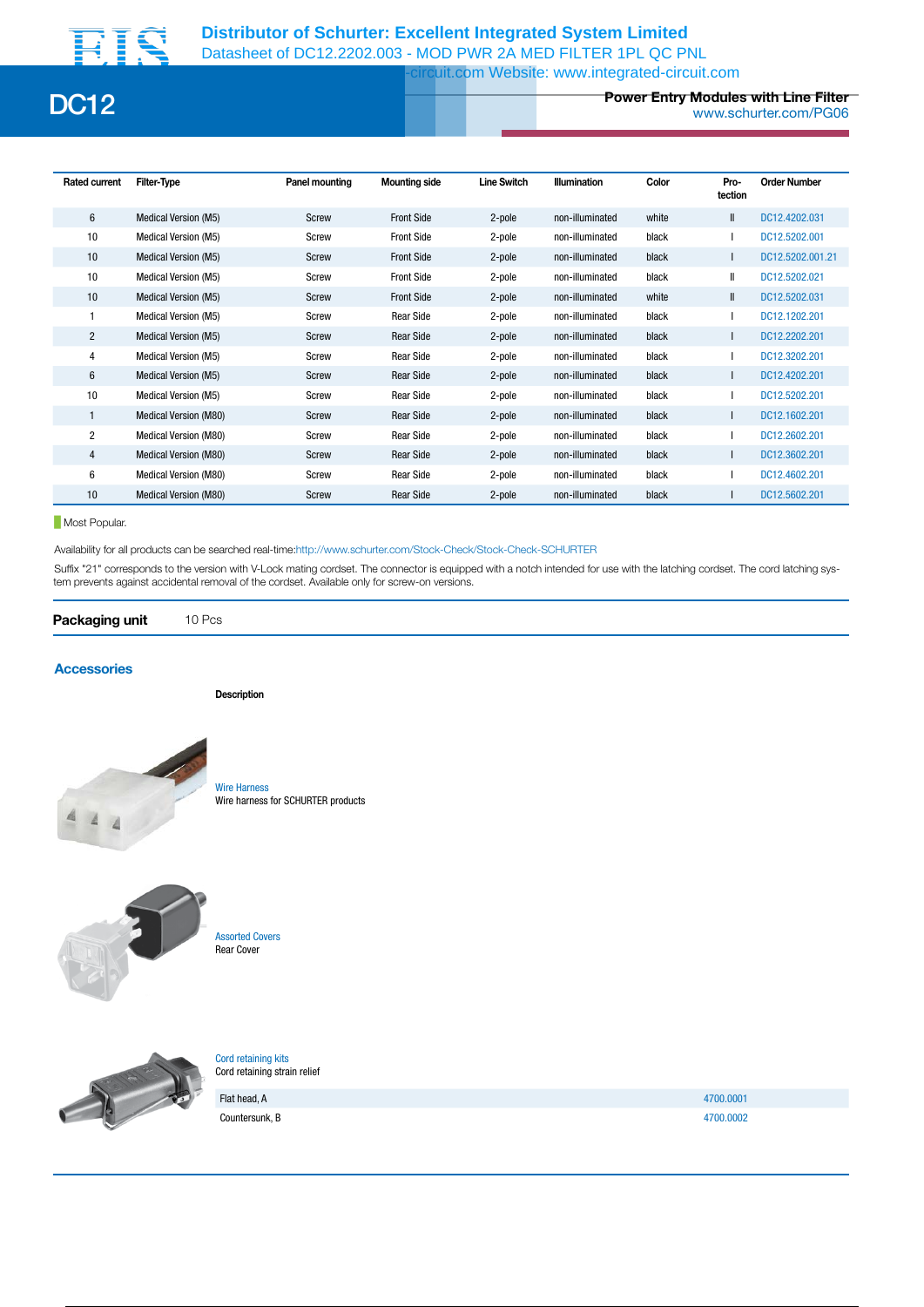| Rated current | Filter-Type | Panel mounting | Mounting side | Line Switch | Illumination | Color | Pro-tection | Order Number |
|---|---|---|---|---|---|---|---|---|
| 6 | Medical Version (M5) | Screw | Front Side | 2-pole | non-illuminated | white | II | DC12.4202.031 |
| 10 | Medical Version (M5) | Screw | Front Side | 2-pole | non-illuminated | black | I | DC12.5202.001 |
| 10 | Medical Version (M5) | Screw | Front Side | 2-pole | non-illuminated | black | I | DC12.5202.001.21 |
| 10 | Medical Version (M5) | Screw | Front Side | 2-pole | non-illuminated | black | II | DC12.5202.021 |
| 10 | Medical Version (M5) | Screw | Front Side | 2-pole | non-illuminated | white | II | DC12.5202.031 |
| 1 | Medical Version (M5) | Screw | Rear Side | 2-pole | non-illuminated | black | I | DC12.1202.201 |
| 2 | Medical Version (M5) | Screw | Rear Side | 2-pole | non-illuminated | black | I | DC12.2202.201 |
| 4 | Medical Version (M5) | Screw | Rear Side | 2-pole | non-illuminated | black | I | DC12.3202.201 |
| 6 | Medical Version (M5) | Screw | Rear Side | 2-pole | non-illuminated | black | I | DC12.4202.201 |
| 10 | Medical Version (M5) | Screw | Rear Side | 2-pole | non-illuminated | black | I | DC12.5202.201 |
| 1 | Medical Version (M80) | Screw | Rear Side | 2-pole | non-illuminated | black | I | DC12.1602.201 |
| 2 | Medical Version (M80) | Screw | Rear Side | 2-pole | non-illuminated | black | I | DC12.2602.201 |
| 4 | Medical Version (M80) | Screw | Rear Side | 2-pole | non-illuminated | black | I | DC12.3602.201 |
| 6 | Medical Version (M80) | Screw | Rear Side | 2-pole | non-illuminated | black | I | DC12.4602.201 |
| 10 | Medical Version (M80) | Screw | Rear Side | 2-pole | non-illuminated | black | I | DC12.5602.201 |

Most Popular.

Availability for all products can be searched real-time:http://www.schurter.com/Stock-Check/Stock-Check-SCHURTER

Suffix "21" corresponds to the version with V-Lock mating cordset. The connector is equipped with a notch intended for use with the latching cordset. The cord latching system prevents against accidental removal of the cordset. Available only for screw-on versions.

**Packaging unit** 10 Pcs

## Accessories

**Description**

Wire Harness
Wire harness for SCHURTER products

Assorted Covers
Rear Cover

Cord retaining kits
Cord retaining strain relief

| | |
|---|---|
| Flat head, A | 4700.0001 |
| Countersunk, B | 4700.0002 |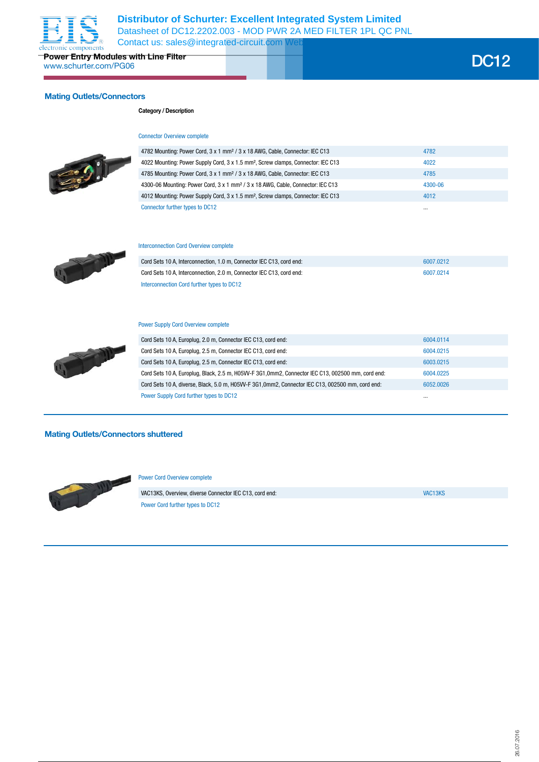## Mating Outlets/Connectors

**Category / Description**

Connector Overview complete

| | |
|---|---|
| 4782 Mounting: Power Cord, 3 x 1 mm² / 3 x 18 AWG, Cable, Connector: IEC C13 | 4782 |
| 4022 Mounting: Power Supply Cord, 3 x 1.5 mm², Screw clamps, Connector: IEC C13 | 4022 |
| 4785 Mounting: Power Cord, 3 x 1 mm² / 3 x 18 AWG, Cable, Connector: IEC C13 | 4785 |
| 4300-06 Mounting: Power Cord, 3 x 1 mm² / 3 x 18 AWG, Cable, Connector: IEC C13 | 4300-06 |
| 4012 Mounting: Power Supply Cord, 3 x 1.5 mm², Screw clamps, Connector: IEC C13 | 4012 |
| Connector further types to DC12 | ... |

Interconnection Cord Overview complete

| | |
|---|---|
| Cord Sets 10 A, Interconnection, 1.0 m, Connector IEC C13, cord end: | 6007.0212 |
| Cord Sets 10 A, Interconnection, 2.0 m, Connector IEC C13, cord end: | 6007.0214 |
| Interconnection Cord further types to DC12 | |

Power Supply Cord Overview complete

| | |
|---|---|
| Cord Sets 10 A, Europlug, 2.0 m, Connector IEC C13, cord end: | 6004.0114 |
| Cord Sets 10 A, Europlug, 2.5 m, Connector IEC C13, cord end: | 6004.0215 |
| Cord Sets 10 A, Europlug, 2.5 m, Connector IEC C13, cord end: | 6003.0215 |
| Cord Sets 10 A, Europlug, Black, 2.5 m, H05VV-F 3G1,0mm2, Connector IEC C13, 002500 mm, cord end: | 6004.0225 |
| Cord Sets 10 A, diverse, Black, 5.0 m, H05VV-F 3G1,0mm2, Connector IEC C13, 002500 mm, cord end: | 6052.0026 |
| Power Supply Cord further types to DC12 | ... |

## Mating Outlets/Connectors shuttered

Power Cord Overview complete

| | |
|---|---|
| VAC13KS, Overview, diverse Connector IEC C13, cord end: | VAC13KS |
| Power Cord further types to DC12 | |

26.07.2016